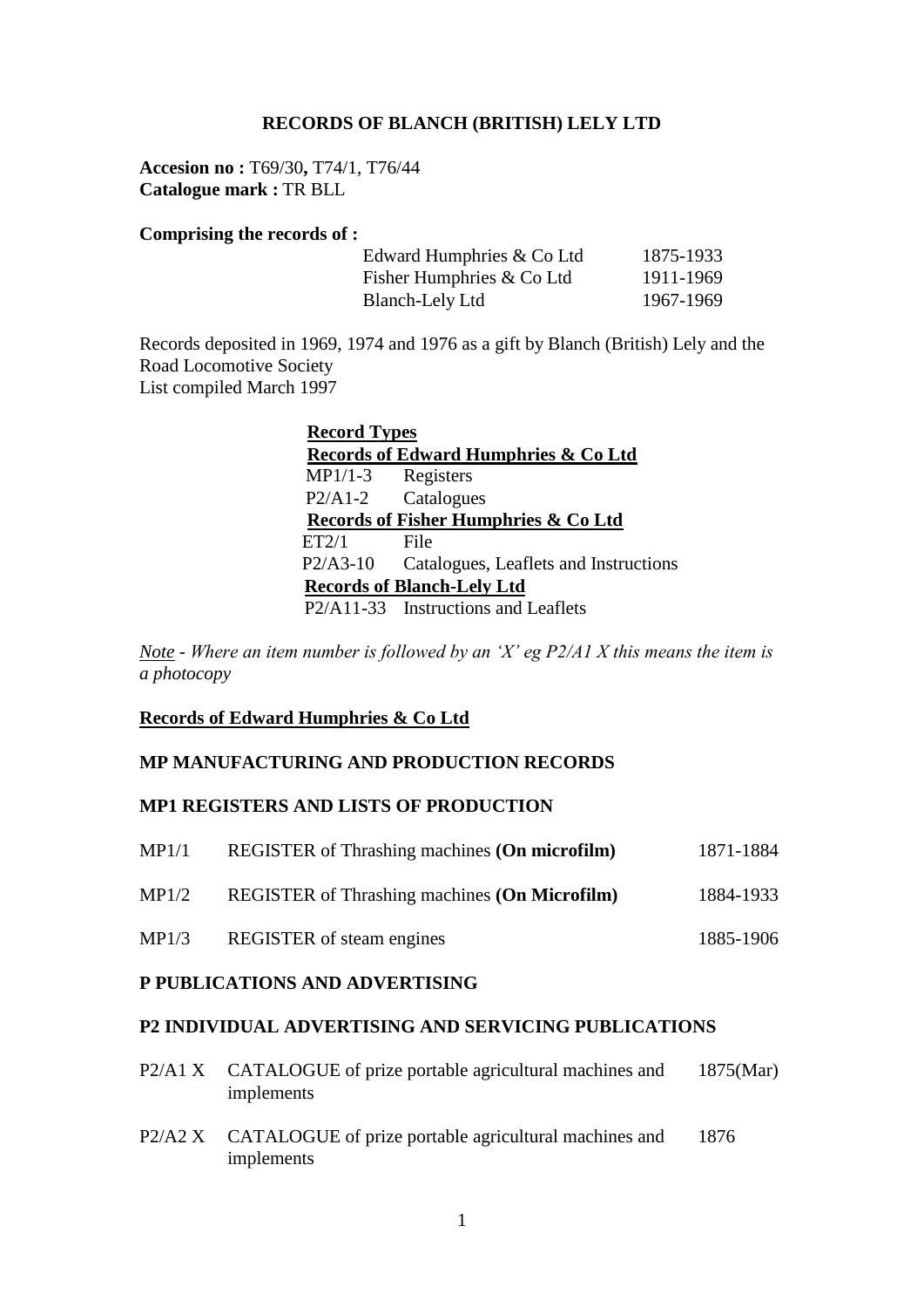# RECORDS OF BLANCH (BRITISH) LELY LTD

**Accesion no :** T69/30**,** T74/1, T76/44
**Catalogue mark :** TR BLL

**Comprising the records of :**

| | |
|---|---|
| Edward Humphries & Co Ltd | 1875-1933 |
| Fisher Humphries & Co Ltd | 1911-1969 |
| Blanch-Lely Ltd | 1967-1969 |

Records deposited in 1969, 1974 and 1976 as a gift by Blanch (British) Lely and the Road Locomotive Society
List compiled March 1997

**Record Types**

**Records of Edward Humphries & Co Ltd**

| | |
|---|---|
| MP1/1-3 | Registers |
| P2/A1-2 | Catalogues |

**Records of Fisher Humphries & Co Ltd**

| | |
|---|---|
| ET2/1 | File |
| P2/A3-10 | Catalogues, Leaflets and Instructions |

**Records of Blanch-Lely Ltd**

| | |
|---|---|
| P2/A11-33 | Instructions and Leaflets |

*Note - Where an item number is followed by an 'X' eg P2/A1 X this means the item is a photocopy*

## Records of Edward Humphries & Co Ltd

### MP MANUFACTURING AND PRODUCTION RECORDS

### MP1 REGISTERS AND LISTS OF PRODUCTION

| | | |
|---|---|---|
| MP1/1 | REGISTER of Thrashing machines **(On microfilm)** | 1871-1884 |
| MP1/2 | REGISTER of Thrashing machines **(On Microfilm)** | 1884-1933 |
| MP1/3 | REGISTER of steam engines | 1885-1906 |

### P PUBLICATIONS AND ADVERTISING

### P2 INDIVIDUAL ADVERTISING AND SERVICING PUBLICATIONS

| | | |
|---|---|---|
| P2/A1 X | CATALOGUE of prize portable agricultural machines and implements | 1875(Mar) |
| P2/A2 X | CATALOGUE of prize portable agricultural machines and implements | 1876 |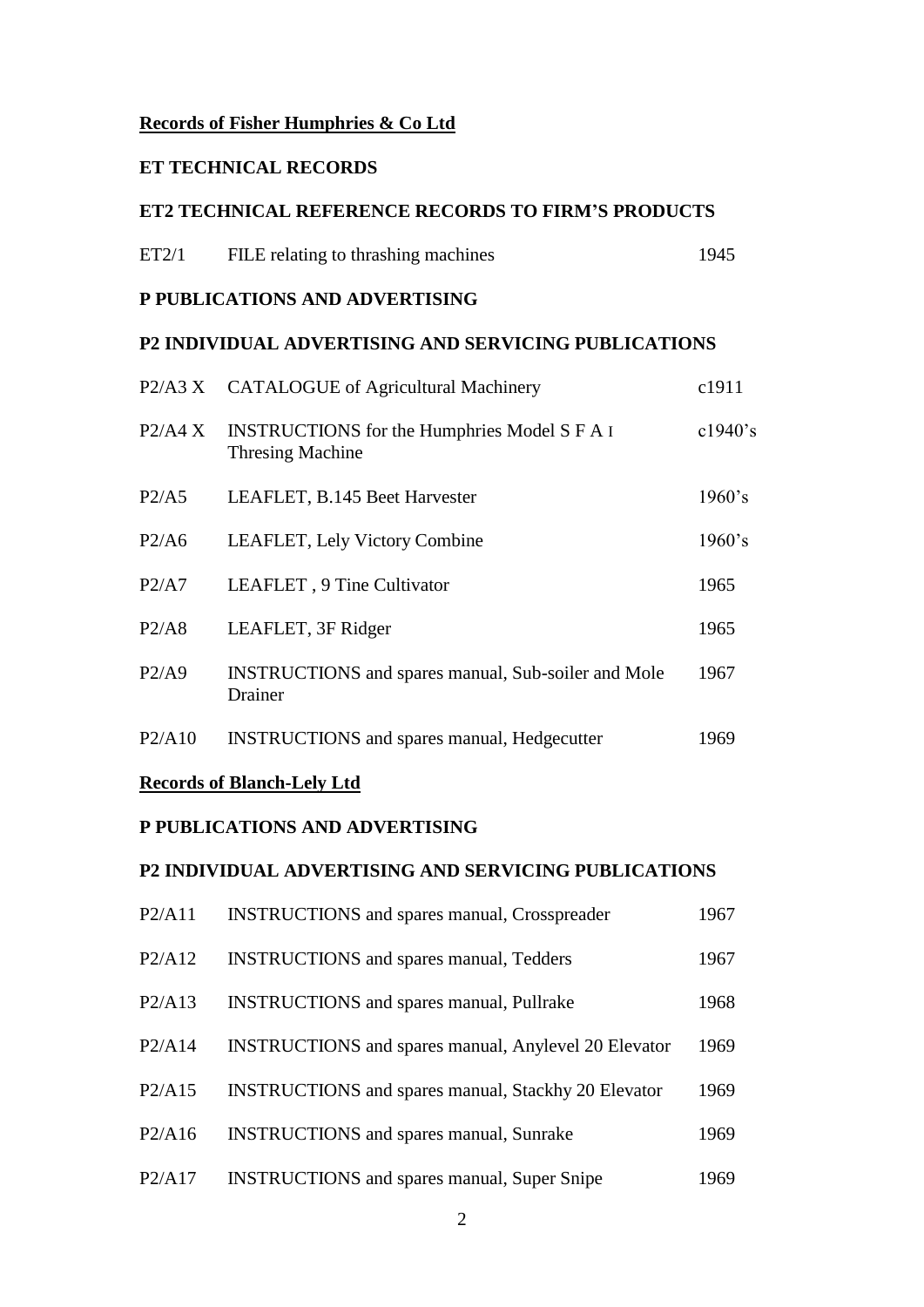**Records of Fisher Humphries & Co Ltd**

**ET TECHNICAL RECORDS**

**ET2 TECHNICAL REFERENCE RECORDS TO FIRM'S PRODUCTS**

| | | |
|---|---|---|
| ET2/1 | FILE relating to thrashing machines | 1945 |

**P PUBLICATIONS AND ADVERTISING**

**P2 INDIVIDUAL ADVERTISING AND SERVICING PUBLICATIONS**

| | | |
|---|---|---|
| P2/A3 X | CATALOGUE of Agricultural Machinery | c1911 |
| P2/A4 X | INSTRUCTIONS for the Humphries Model S F A I Thresing Machine | c1940's |
| P2/A5 | LEAFLET, B.145 Beet Harvester | 1960's |
| P2/A6 | LEAFLET, Lely Victory Combine | 1960's |
| P2/A7 | LEAFLET , 9 Tine Cultivator | 1965 |
| P2/A8 | LEAFLET, 3F Ridger | 1965 |
| P2/A9 | INSTRUCTIONS and spares manual, Sub-soiler and Mole Drainer | 1967 |
| P2/A10 | INSTRUCTIONS and spares manual, Hedgecutter | 1969 |

**Records of Blanch-Lely Ltd**

**P PUBLICATIONS AND ADVERTISING**

**P2 INDIVIDUAL ADVERTISING AND SERVICING PUBLICATIONS**

| | | |
|---|---|---|
| P2/A11 | INSTRUCTIONS and spares manual, Crosspreader | 1967 |
| P2/A12 | INSTRUCTIONS and spares manual, Tedders | 1967 |
| P2/A13 | INSTRUCTIONS and spares manual, Pullrake | 1968 |
| P2/A14 | INSTRUCTIONS and spares manual, Anylevel 20 Elevator | 1969 |
| P2/A15 | INSTRUCTIONS and spares manual, Stackhy 20 Elevator | 1969 |
| P2/A16 | INSTRUCTIONS and spares manual, Sunrake | 1969 |
| P2/A17 | INSTRUCTIONS and spares manual, Super Snipe | 1969 |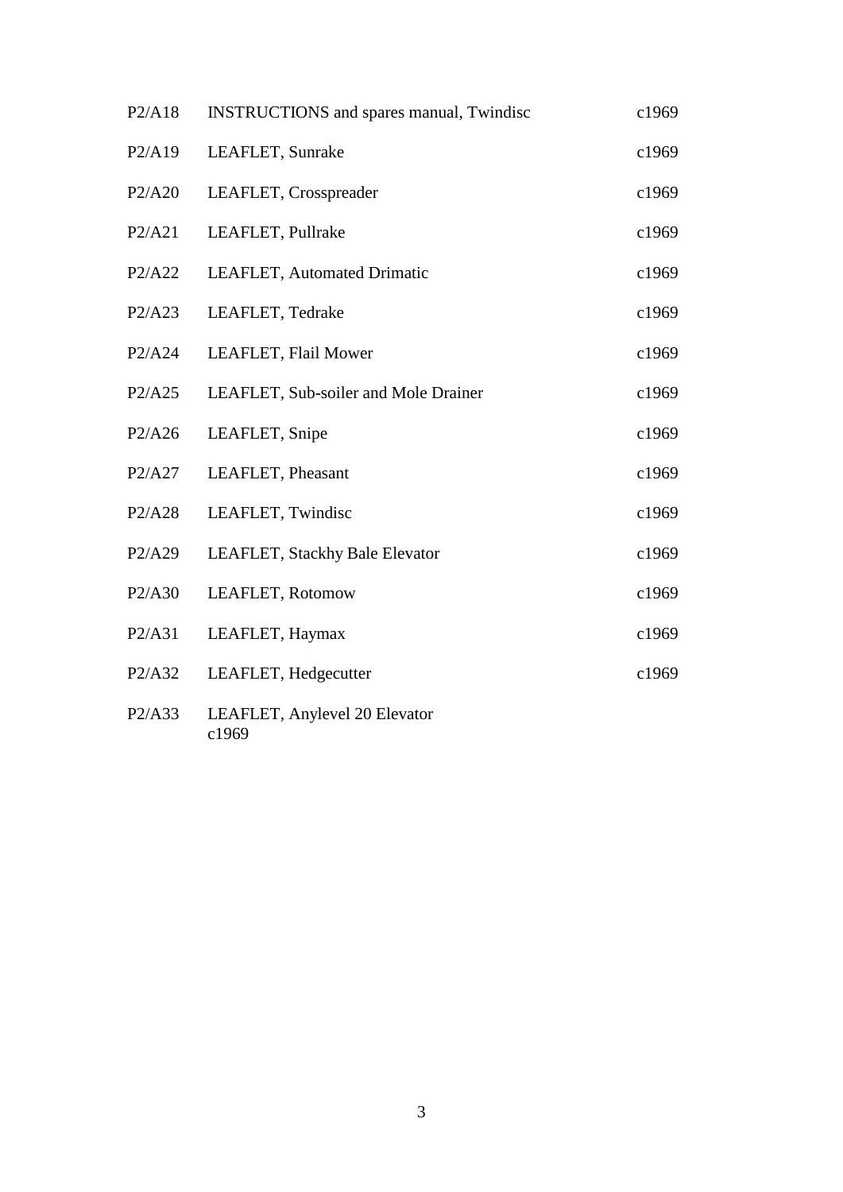| | | |
|---|---|---|
| P2/A18 | INSTRUCTIONS and spares manual, Twindisc | c1969 |
| P2/A19 | LEAFLET, Sunrake | c1969 |
| P2/A20 | LEAFLET, Crosspreader | c1969 |
| P2/A21 | LEAFLET, Pullrake | c1969 |
| P2/A22 | LEAFLET, Automated Drimatic | c1969 |
| P2/A23 | LEAFLET, Tedrake | c1969 |
| P2/A24 | LEAFLET, Flail Mower | c1969 |
| P2/A25 | LEAFLET, Sub-soiler and Mole Drainer | c1969 |
| P2/A26 | LEAFLET, Snipe | c1969 |
| P2/A27 | LEAFLET, Pheasant | c1969 |
| P2/A28 | LEAFLET, Twindisc | c1969 |
| P2/A29 | LEAFLET, Stackhy Bale Elevator | c1969 |
| P2/A30 | LEAFLET, Rotomow | c1969 |
| P2/A31 | LEAFLET, Haymax | c1969 |
| P2/A32 | LEAFLET, Hedgecutter | c1969 |
| P2/A33 | LEAFLET, Anylevel 20 Elevator c1969 | |